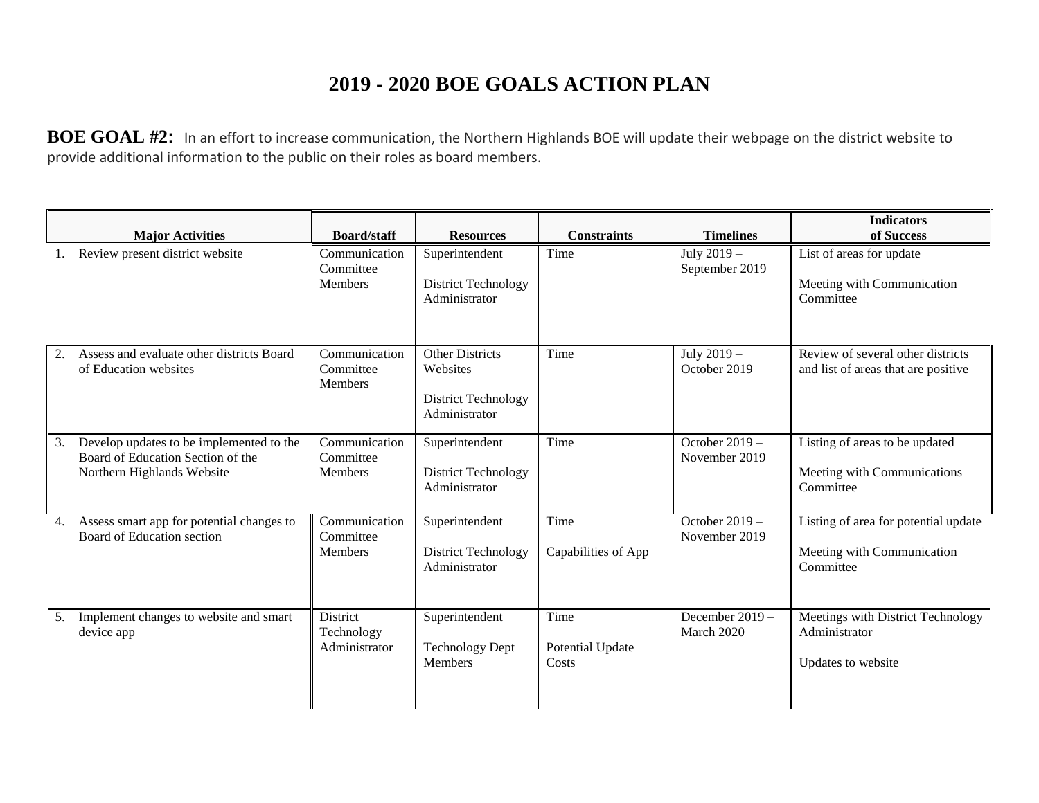# 2019 - 2020 BOE GOALS ACTION PLAN

**BOE GOAL #2:** In an effort to increase communication, the Northern Highlands BOE will update their webpage on the district website to provide additional information to the public on their roles as board members.

| Major Activities | Board/staff | Resources | Constraints | Timelines | Indicators of Success |
|---|---|---|---|---|---|
| 1. Review present district website | Communication Committee Members | Superintendent<br><br>District Technology Administrator | Time | July 2019 – September 2019 | List of areas for update<br><br>Meeting with Communication Committee |
| 2. Assess and evaluate other districts Board of Education websites | Communication Committee Members | Other Districts Websites<br><br>District Technology Administrator | Time | July 2019 – October 2019 | Review of several other districts and list of areas that are positive |
| 3. Develop updates to be implemented to the Board of Education Section of the Northern Highlands Website | Communication Committee Members | Superintendent<br><br>District Technology Administrator | Time | October 2019 – November 2019 | Listing of areas to be updated<br><br>Meeting with Communications Committee |
| 4. Assess smart app for potential changes to Board of Education section | Communication Committee Members | Superintendent<br><br>District Technology Administrator | Time<br><br>Capabilities of App | October 2019 – November 2019 | Listing of area for potential update<br><br>Meeting with Communication Committee |
| 5. Implement changes to website and smart device app | District Technology Administrator | Superintendent<br><br>Technology Dept Members | Time<br><br>Potential Update Costs | December 2019 – March 2020 | Meetings with District Technology Administrator<br><br>Updates to website |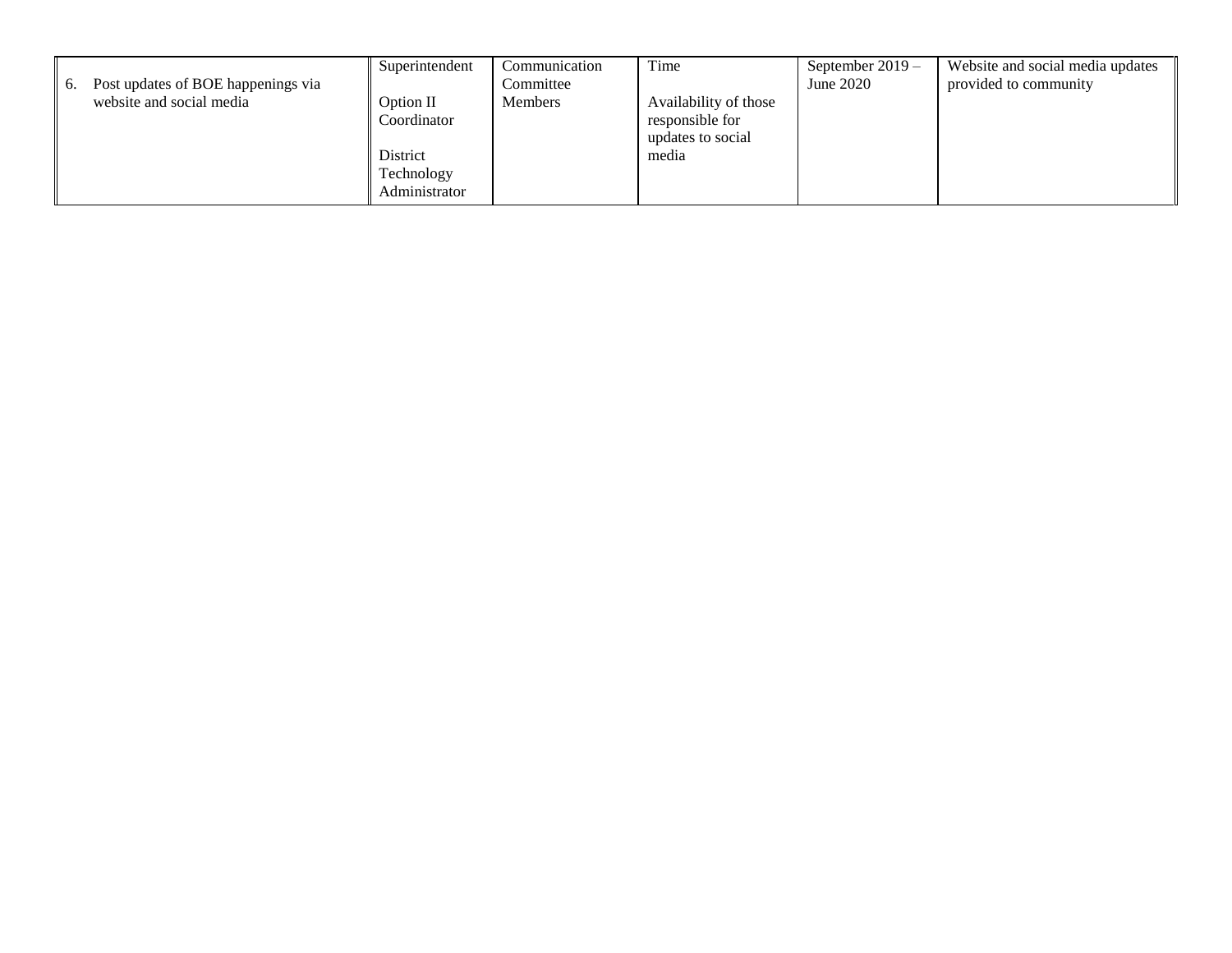| | | | | | |
|---|---|---|---|---|---|
| 6. Post updates of BOE happenings via website and social media | Superintendent<br><br>Option II Coordinator<br><br>District Technology Administrator | Communication Committee Members | Time<br><br>Availability of those responsible for updates to social media | September 2019 – June 2020 | Website and social media updates provided to community |